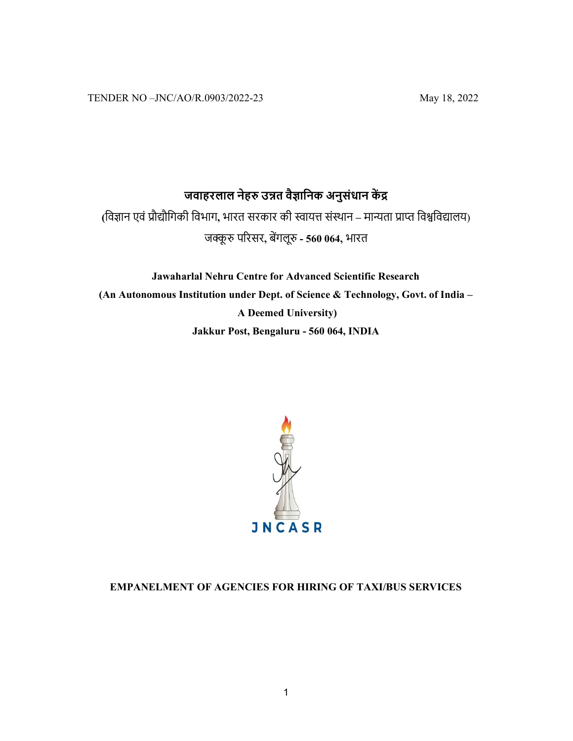TENDER NO –JNC/AO/R.0903/2022-23 May 18, 2022

# जवाहरलाल नेहरु उन्नत वैज्ञानिक अनुसंधान केंद्र

(विज्ञान एवं प्रौद्यौगिकी विभाग, भारत सरकार की स्वायत्त संस्थान – मान्यता प्राप्त विश्वविद्यालय)

जक्कूरु परिसर, बेंगलूरु - **560 064,** भारत

**Jawaharlal Nehru Centre for Advanced Scientific Research**

**(An Autonomous Institution under Dept. of Science & Technology, Govt. of India – A Deemed University)**

**Jakkur Post, Bengaluru - 560 064, INDIA**

JNCASR

## EMPANELMENT OF AGENCIES FOR HIRING OF TAXI/BUS SERVICES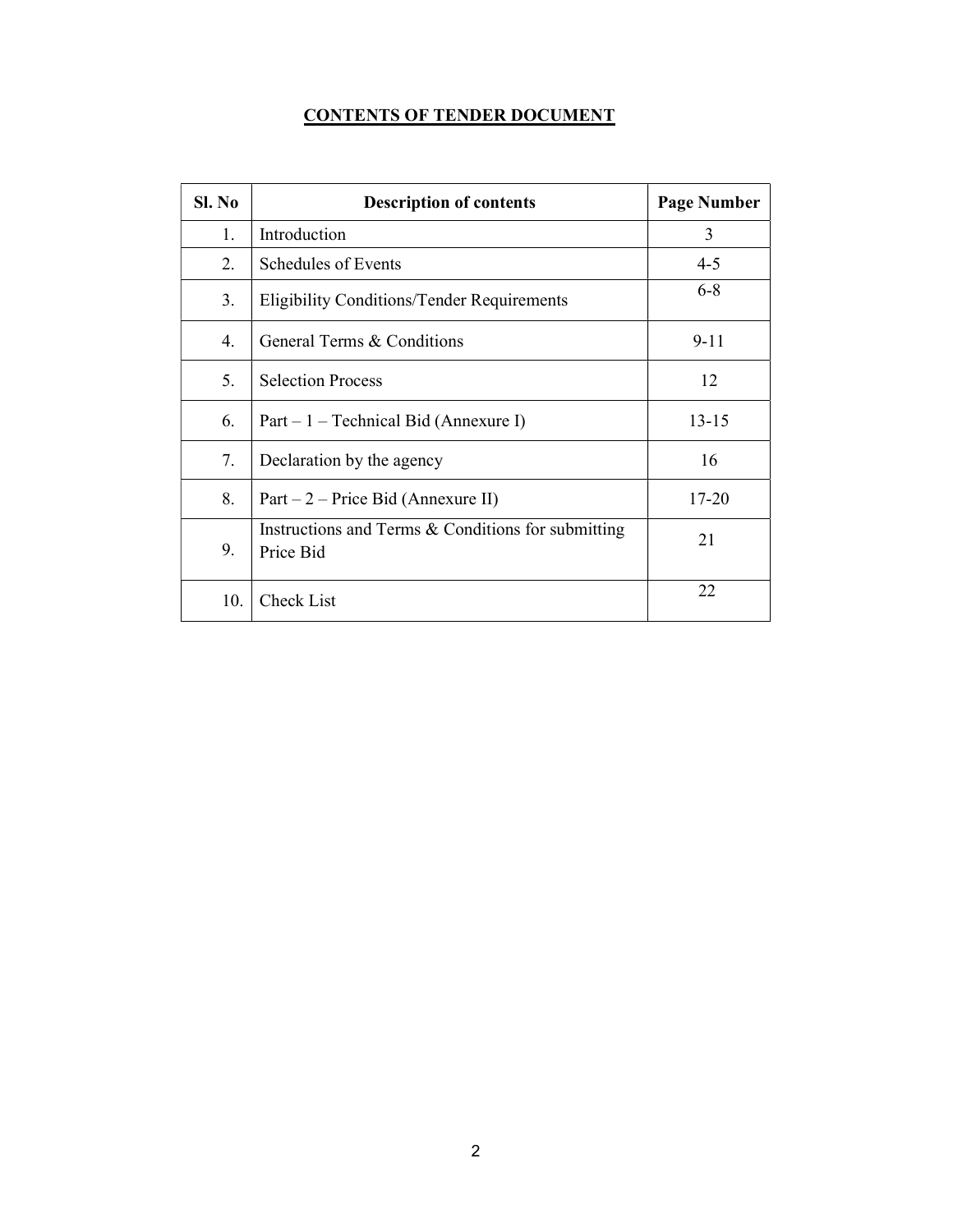## CONTENTS OF TENDER DOCUMENT

| Sl. No | Description of contents | Page Number |
|---|---|---|
| 1. | Introduction | 3 |
| 2. | Schedules of Events | 4-5 |
| 3. | Eligibility Conditions/Tender Requirements | 6-8 |
| 4. | General Terms & Conditions | 9-11 |
| 5. | Selection Process | 12 |
| 6. | Part – 1 – Technical Bid (Annexure I) | 13-15 |
| 7. | Declaration by the agency | 16 |
| 8. | Part – 2 – Price Bid (Annexure II) | 17-20 |
| 9. | Instructions and Terms & Conditions for submitting Price Bid | 21 |
| 10. | Check List | 22 |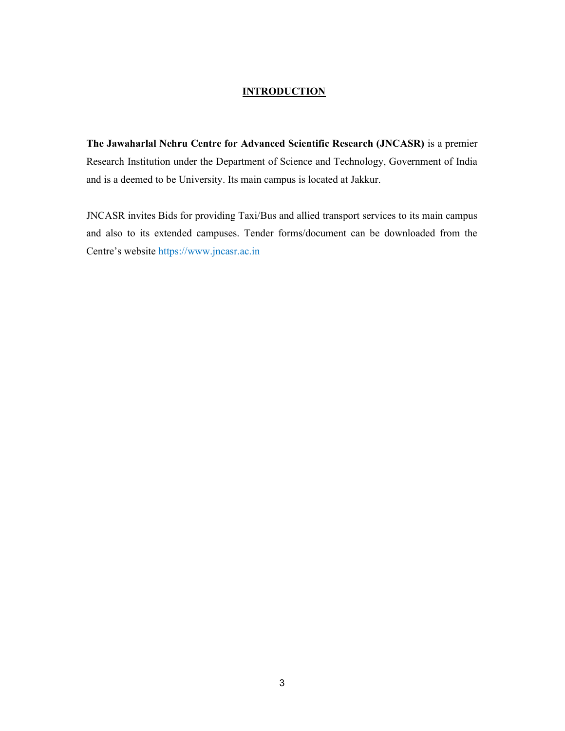# INTRODUCTION

**The Jawaharlal Nehru Centre for Advanced Scientific Research (JNCASR)** is a premier Research Institution under the Department of Science and Technology, Government of India and is a deemed to be University. Its main campus is located at Jakkur.

JNCASR invites Bids for providing Taxi/Bus and allied transport services to its main campus and also to its extended campuses. Tender forms/document can be downloaded from the Centre's website https://www.jncasr.ac.in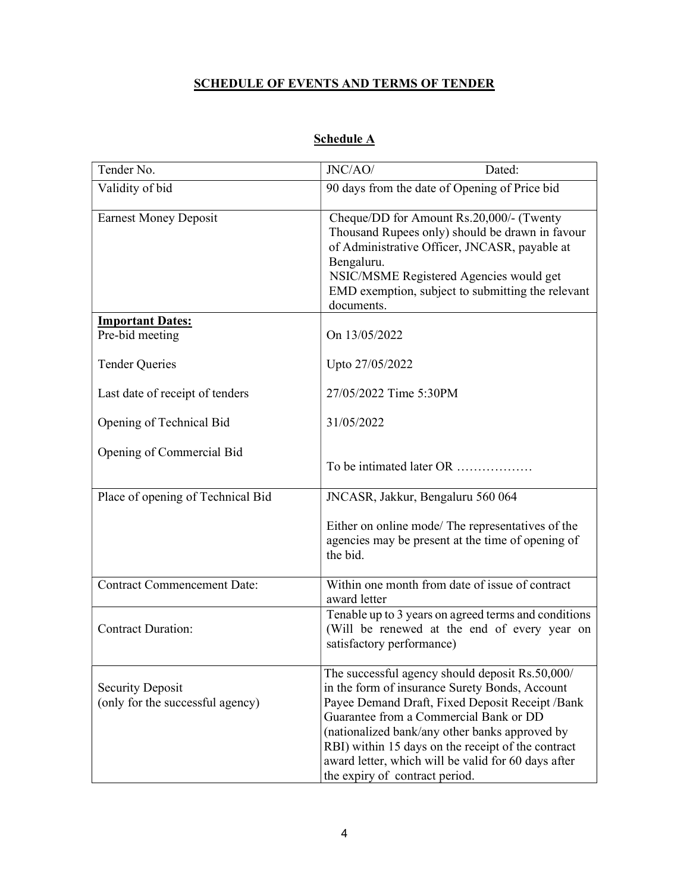## SCHEDULE OF EVENTS AND TERMS OF TENDER

### Schedule A

| | |
|---|---|
| Tender No. | JNC/AO/ Dated: |
| Validity of bid | 90 days from the date of Opening of Price bid |
| Earnest Money Deposit | Cheque/DD for Amount Rs.20,000/- (Twenty Thousand Rupees only) should be drawn in favour of Administrative Officer, JNCASR, payable at Bengaluru.<br>NSIC/MSME Registered Agencies would get EMD exemption, subject to submitting the relevant documents. |
| **Important Dates:**<br>Pre-bid meeting<br><br>Tender Queries<br><br>Last date of receipt of tenders<br><br>Opening of Technical Bid<br><br>Opening of Commercial Bid | <br>On 13/05/2022<br><br>Upto 27/05/2022<br><br>27/05/2022 Time 5:30PM<br><br>31/05/2022<br><br>To be intimated later OR ……………… |
| Place of opening of Technical Bid | JNCASR, Jakkur, Bengaluru 560 064<br><br>Either on online mode/ The representatives of the agencies may be present at the time of opening of the bid. |
| Contract Commencement Date: | Within one month from date of issue of contract award letter |
| Contract Duration: | Tenable up to 3 years on agreed terms and conditions (Will be renewed at the end of every year on satisfactory performance) |
| Security Deposit<br>(only for the successful agency) | The successful agency should deposit Rs.50,000/ in the form of insurance Surety Bonds, Account Payee Demand Draft, Fixed Deposit Receipt /Bank Guarantee from a Commercial Bank or DD (nationalized bank/any other banks approved by RBI) within 15 days on the receipt of the contract award letter, which will be valid for 60 days after the expiry of contract period. |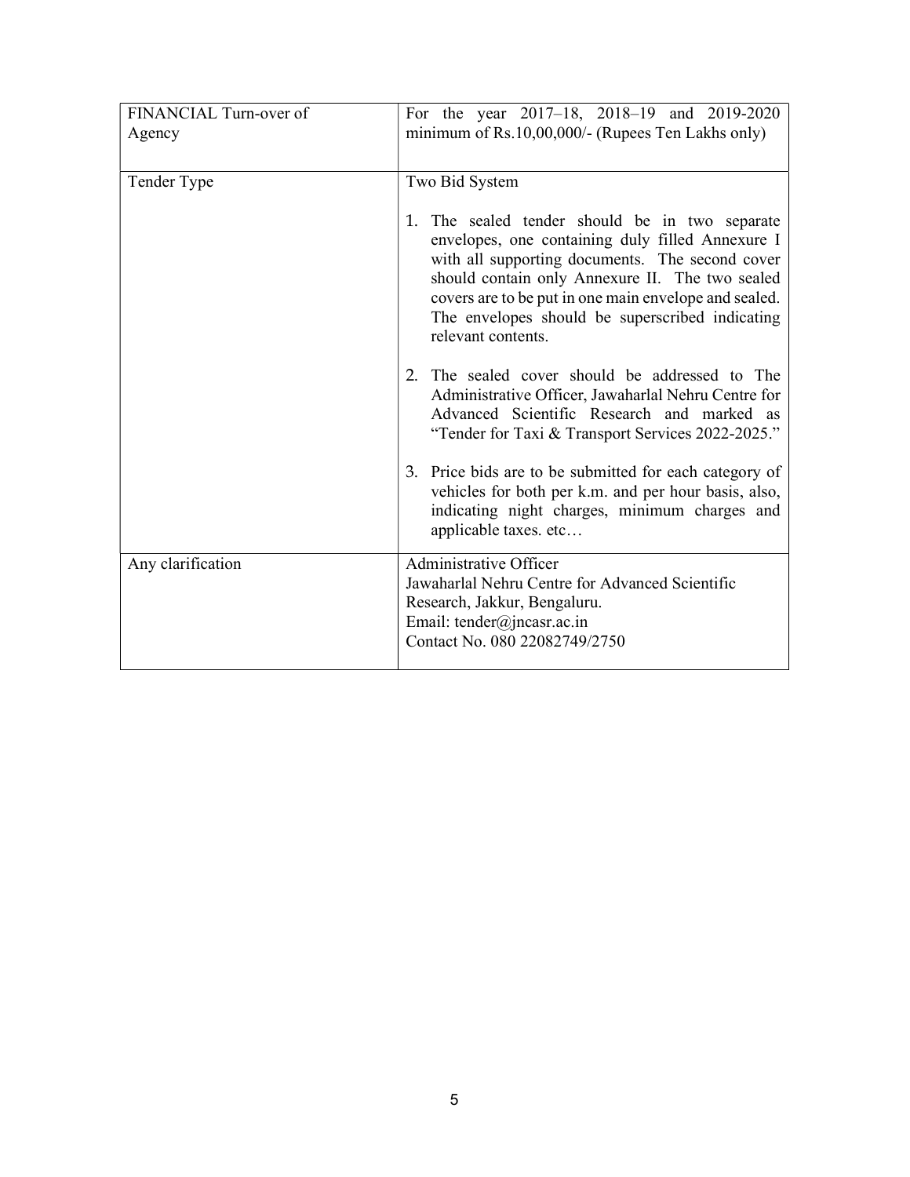| | |
|---|---|
| FINANCIAL Turn-over of Agency | For the year 2017–18, 2018–19 and 2019-2020 minimum of Rs.10,00,000/- (Rupees Ten Lakhs only) |
| Tender Type | Two Bid System<br><br>1. The sealed tender should be in two separate envelopes, one containing duly filled Annexure I with all supporting documents. The second cover should contain only Annexure II. The two sealed covers are to be put in one main envelope and sealed. The envelopes should be superscribed indicating relevant contents.<br><br>2. The sealed cover should be addressed to The Administrative Officer, Jawaharlal Nehru Centre for Advanced Scientific Research and marked as "Tender for Taxi & Transport Services 2022-2025."<br><br>3. Price bids are to be submitted for each category of vehicles for both per k.m. and per hour basis, also, indicating night charges, minimum charges and applicable taxes. etc… |
| Any clarification | Administrative Officer<br>Jawaharlal Nehru Centre for Advanced Scientific Research, Jakkur, Bengaluru.<br>Email: tender@jncasr.ac.in<br>Contact No. 080 22082749/2750 |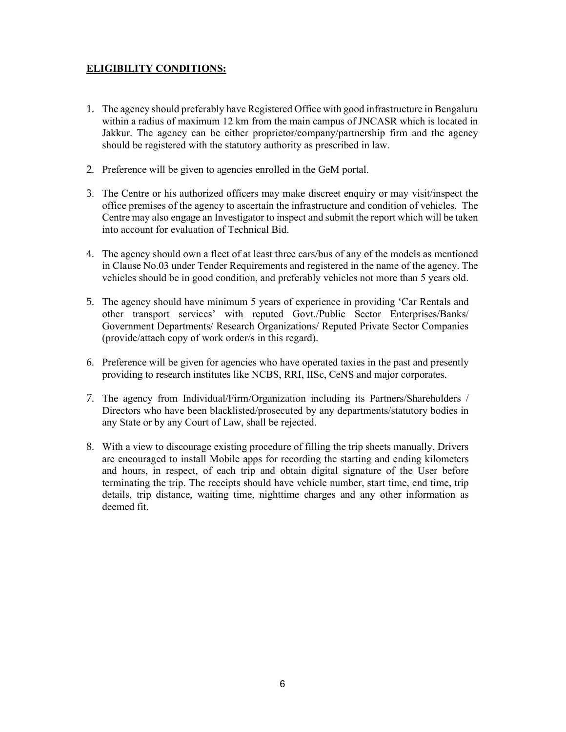## ELIGIBILITY CONDITIONS:

1. The agency should preferably have Registered Office with good infrastructure in Bengaluru within a radius of maximum 12 km from the main campus of JNCASR which is located in Jakkur. The agency can be either proprietor/company/partnership firm and the agency should be registered with the statutory authority as prescribed in law.

2. Preference will be given to agencies enrolled in the GeM portal.

3. The Centre or his authorized officers may make discreet enquiry or may visit/inspect the office premises of the agency to ascertain the infrastructure and condition of vehicles. The Centre may also engage an Investigator to inspect and submit the report which will be taken into account for evaluation of Technical Bid.

4. The agency should own a fleet of at least three cars/bus of any of the models as mentioned in Clause No.03 under Tender Requirements and registered in the name of the agency. The vehicles should be in good condition, and preferably vehicles not more than 5 years old.

5. The agency should have minimum 5 years of experience in providing 'Car Rentals and other transport services' with reputed Govt./Public Sector Enterprises/Banks/ Government Departments/ Research Organizations/ Reputed Private Sector Companies (provide/attach copy of work order/s in this regard).

6. Preference will be given for agencies who have operated taxies in the past and presently providing to research institutes like NCBS, RRI, IISc, CeNS and major corporates.

7. The agency from Individual/Firm/Organization including its Partners/Shareholders / Directors who have been blacklisted/prosecuted by any departments/statutory bodies in any State or by any Court of Law, shall be rejected.

8. With a view to discourage existing procedure of filling the trip sheets manually, Drivers are encouraged to install Mobile apps for recording the starting and ending kilometers and hours, in respect, of each trip and obtain digital signature of the User before terminating the trip. The receipts should have vehicle number, start time, end time, trip details, trip distance, waiting time, nighttime charges and any other information as deemed fit.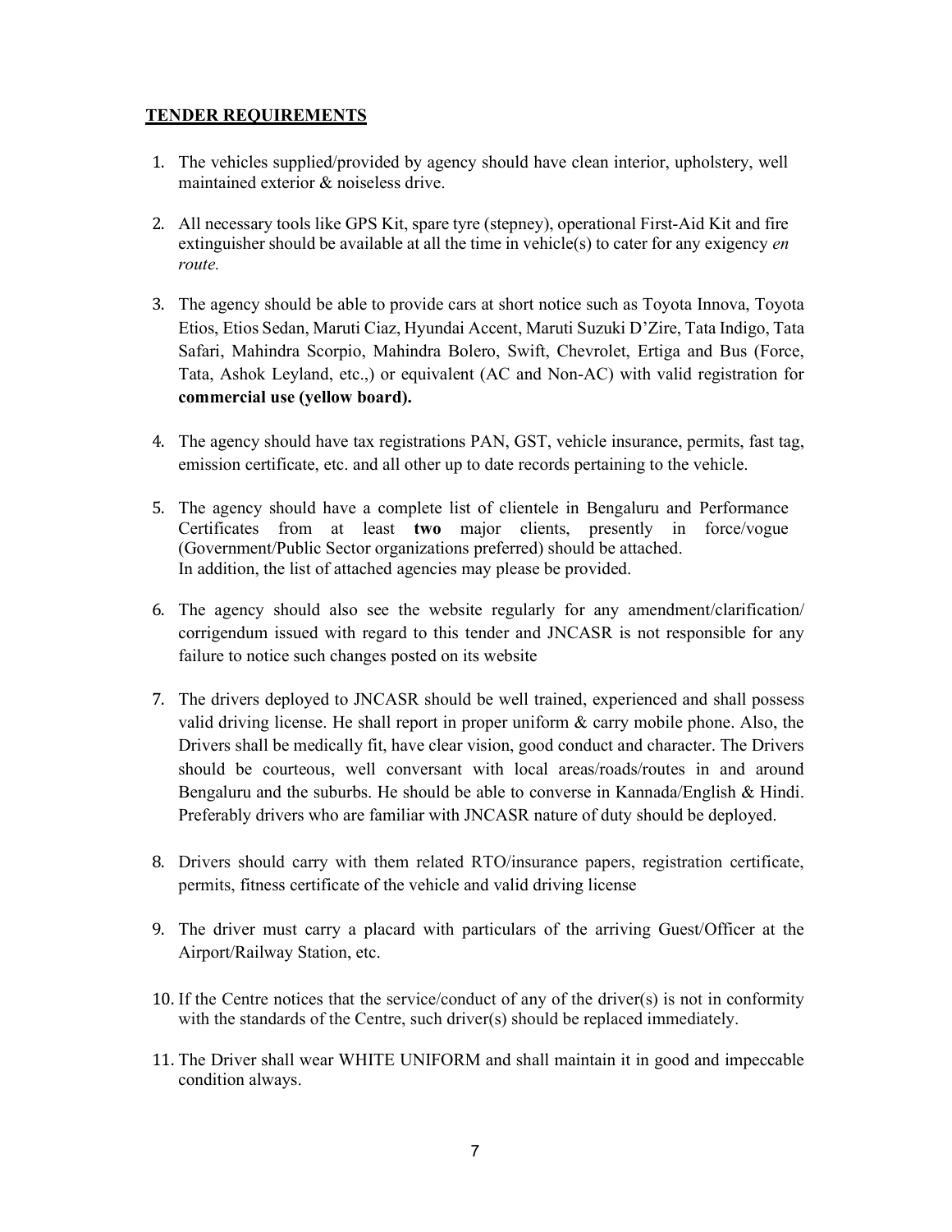**TENDER REQUIREMENTS**

1. The vehicles supplied/provided by agency should have clean interior, upholstery, well maintained exterior & noiseless drive.

2. All necessary tools like GPS Kit, spare tyre (stepney), operational First-Aid Kit and fire extinguisher should be available at all the time in vehicle(s) to cater for any exigency *en route.*

3. The agency should be able to provide cars at short notice such as Toyota Innova, Toyota Etios, Etios Sedan, Maruti Ciaz, Hyundai Accent, Maruti Suzuki D'Zire, Tata Indigo, Tata Safari, Mahindra Scorpio, Mahindra Bolero, Swift, Chevrolet, Ertiga and Bus (Force, Tata, Ashok Leyland, etc.,) or equivalent (AC and Non-AC) with valid registration for **commercial use (yellow board).**

4. The agency should have tax registrations PAN, GST, vehicle insurance, permits, fast tag, emission certificate, etc. and all other up to date records pertaining to the vehicle.

5. The agency should have a complete list of clientele in Bengaluru and Performance Certificates from at least **two** major clients, presently in force/vogue (Government/Public Sector organizations preferred) should be attached.
   In addition, the list of attached agencies may please be provided.

6. The agency should also see the website regularly for any amendment/clarification/ corrigendum issued with regard to this tender and JNCASR is not responsible for any failure to notice such changes posted on its website

7. The drivers deployed to JNCASR should be well trained, experienced and shall possess valid driving license. He shall report in proper uniform & carry mobile phone. Also, the Drivers shall be medically fit, have clear vision, good conduct and character. The Drivers should be courteous, well conversant with local areas/roads/routes in and around Bengaluru and the suburbs. He should be able to converse in Kannada/English & Hindi. Preferably drivers who are familiar with JNCASR nature of duty should be deployed.

8. Drivers should carry with them related RTO/insurance papers, registration certificate, permits, fitness certificate of the vehicle and valid driving license

9. The driver must carry a placard with particulars of the arriving Guest/Officer at the Airport/Railway Station, etc.

10. If the Centre notices that the service/conduct of any of the driver(s) is not in conformity with the standards of the Centre, such driver(s) should be replaced immediately.

11. The Driver shall wear WHITE UNIFORM and shall maintain it in good and impeccable condition always.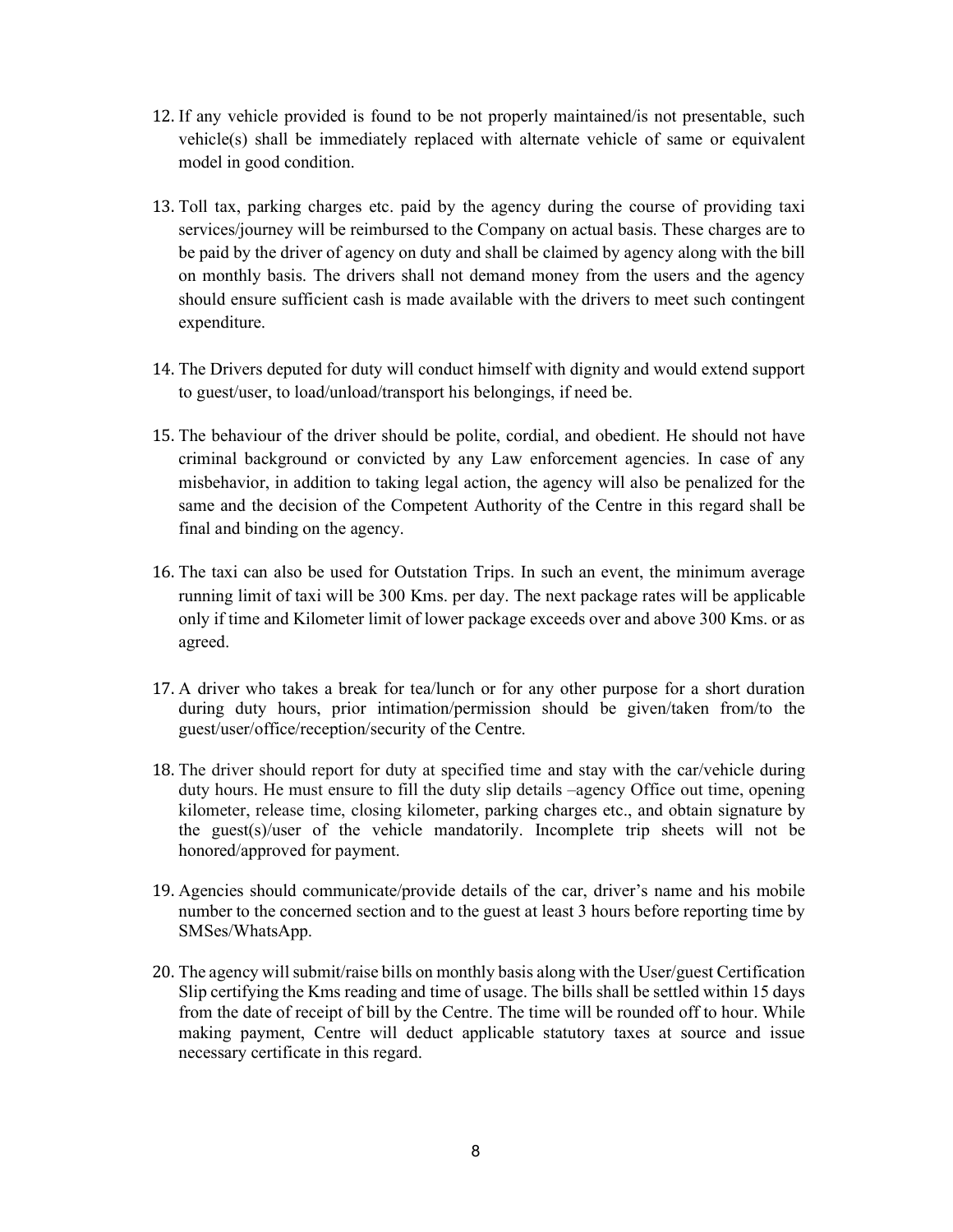12. If any vehicle provided is found to be not properly maintained/is not presentable, such vehicle(s) shall be immediately replaced with alternate vehicle of same or equivalent model in good condition.

13. Toll tax, parking charges etc. paid by the agency during the course of providing taxi services/journey will be reimbursed to the Company on actual basis. These charges are to be paid by the driver of agency on duty and shall be claimed by agency along with the bill on monthly basis. The drivers shall not demand money from the users and the agency should ensure sufficient cash is made available with the drivers to meet such contingent expenditure.

14. The Drivers deputed for duty will conduct himself with dignity and would extend support to guest/user, to load/unload/transport his belongings, if need be.

15. The behaviour of the driver should be polite, cordial, and obedient. He should not have criminal background or convicted by any Law enforcement agencies. In case of any misbehavior, in addition to taking legal action, the agency will also be penalized for the same and the decision of the Competent Authority of the Centre in this regard shall be final and binding on the agency.

16. The taxi can also be used for Outstation Trips. In such an event, the minimum average running limit of taxi will be 300 Kms. per day. The next package rates will be applicable only if time and Kilometer limit of lower package exceeds over and above 300 Kms. or as agreed.

17. A driver who takes a break for tea/lunch or for any other purpose for a short duration during duty hours, prior intimation/permission should be given/taken from/to the guest/user/office/reception/security of the Centre.

18. The driver should report for duty at specified time and stay with the car/vehicle during duty hours. He must ensure to fill the duty slip details –agency Office out time, opening kilometer, release time, closing kilometer, parking charges etc., and obtain signature by the guest(s)/user of the vehicle mandatorily. Incomplete trip sheets will not be honored/approved for payment.

19. Agencies should communicate/provide details of the car, driver's name and his mobile number to the concerned section and to the guest at least 3 hours before reporting time by SMSes/WhatsApp.

20. The agency will submit/raise bills on monthly basis along with the User/guest Certification Slip certifying the Kms reading and time of usage. The bills shall be settled within 15 days from the date of receipt of bill by the Centre. The time will be rounded off to hour. While making payment, Centre will deduct applicable statutory taxes at source and issue necessary certificate in this regard.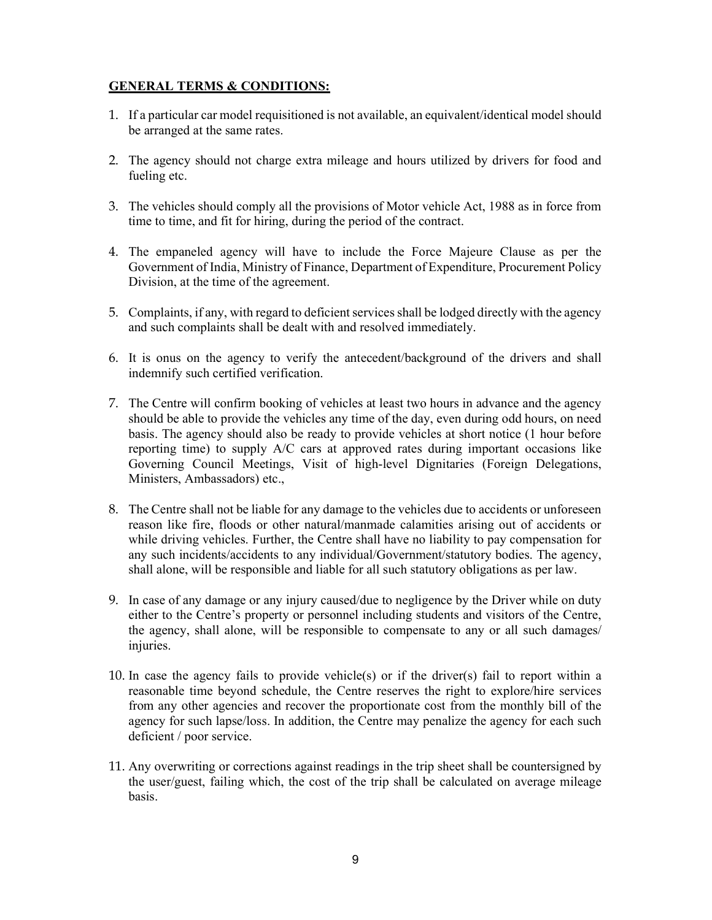**GENERAL TERMS & CONDITIONS:**

1. If a particular car model requisitioned is not available, an equivalent/identical model should be arranged at the same rates.

2. The agency should not charge extra mileage and hours utilized by drivers for food and fueling etc.

3. The vehicles should comply all the provisions of Motor vehicle Act, 1988 as in force from time to time, and fit for hiring, during the period of the contract.

4. The empaneled agency will have to include the Force Majeure Clause as per the Government of India, Ministry of Finance, Department of Expenditure, Procurement Policy Division, at the time of the agreement.

5. Complaints, if any, with regard to deficient services shall be lodged directly with the agency and such complaints shall be dealt with and resolved immediately.

6. It is onus on the agency to verify the antecedent/background of the drivers and shall indemnify such certified verification.

7. The Centre will confirm booking of vehicles at least two hours in advance and the agency should be able to provide the vehicles any time of the day, even during odd hours, on need basis. The agency should also be ready to provide vehicles at short notice (1 hour before reporting time) to supply A/C cars at approved rates during important occasions like Governing Council Meetings, Visit of high-level Dignitaries (Foreign Delegations, Ministers, Ambassadors) etc.,

8. The Centre shall not be liable for any damage to the vehicles due to accidents or unforeseen reason like fire, floods or other natural/manmade calamities arising out of accidents or while driving vehicles. Further, the Centre shall have no liability to pay compensation for any such incidents/accidents to any individual/Government/statutory bodies. The agency, shall alone, will be responsible and liable for all such statutory obligations as per law.

9. In case of any damage or any injury caused/due to negligence by the Driver while on duty either to the Centre's property or personnel including students and visitors of the Centre, the agency, shall alone, will be responsible to compensate to any or all such damages/ injuries.

10. In case the agency fails to provide vehicle(s) or if the driver(s) fail to report within a reasonable time beyond schedule, the Centre reserves the right to explore/hire services from any other agencies and recover the proportionate cost from the monthly bill of the agency for such lapse/loss. In addition, the Centre may penalize the agency for each such deficient / poor service.

11. Any overwriting or corrections against readings in the trip sheet shall be countersigned by the user/guest, failing which, the cost of the trip shall be calculated on average mileage basis.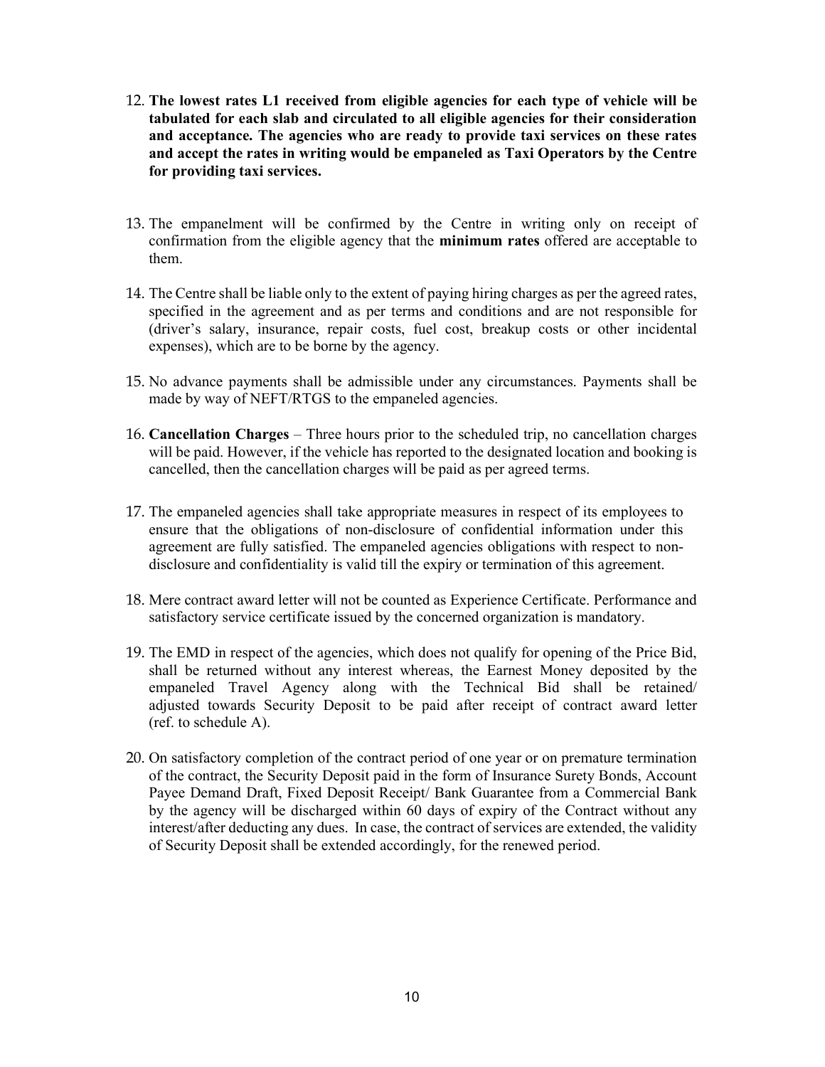12. **The lowest rates L1 received from eligible agencies for each type of vehicle will be tabulated for each slab and circulated to all eligible agencies for their consideration and acceptance. The agencies who are ready to provide taxi services on these rates and accept the rates in writing would be empaneled as Taxi Operators by the Centre for providing taxi services.**

13. The empanelment will be confirmed by the Centre in writing only on receipt of confirmation from the eligible agency that the **minimum rates** offered are acceptable to them.

14. The Centre shall be liable only to the extent of paying hiring charges as per the agreed rates, specified in the agreement and as per terms and conditions and are not responsible for (driver's salary, insurance, repair costs, fuel cost, breakup costs or other incidental expenses), which are to be borne by the agency.

15. No advance payments shall be admissible under any circumstances. Payments shall be made by way of NEFT/RTGS to the empaneled agencies.

16. **Cancellation Charges** – Three hours prior to the scheduled trip, no cancellation charges will be paid. However, if the vehicle has reported to the designated location and booking is cancelled, then the cancellation charges will be paid as per agreed terms.

17. The empaneled agencies shall take appropriate measures in respect of its employees to ensure that the obligations of non-disclosure of confidential information under this agreement are fully satisfied. The empaneled agencies obligations with respect to non-disclosure and confidentiality is valid till the expiry or termination of this agreement.

18. Mere contract award letter will not be counted as Experience Certificate. Performance and satisfactory service certificate issued by the concerned organization is mandatory.

19. The EMD in respect of the agencies, which does not qualify for opening of the Price Bid, shall be returned without any interest whereas, the Earnest Money deposited by the empaneled Travel Agency along with the Technical Bid shall be retained/ adjusted towards Security Deposit to be paid after receipt of contract award letter (ref. to schedule A).

20. On satisfactory completion of the contract period of one year or on premature termination of the contract, the Security Deposit paid in the form of Insurance Surety Bonds, Account Payee Demand Draft, Fixed Deposit Receipt/ Bank Guarantee from a Commercial Bank by the agency will be discharged within 60 days of expiry of the Contract without any interest/after deducting any dues. In case, the contract of services are extended, the validity of Security Deposit shall be extended accordingly, for the renewed period.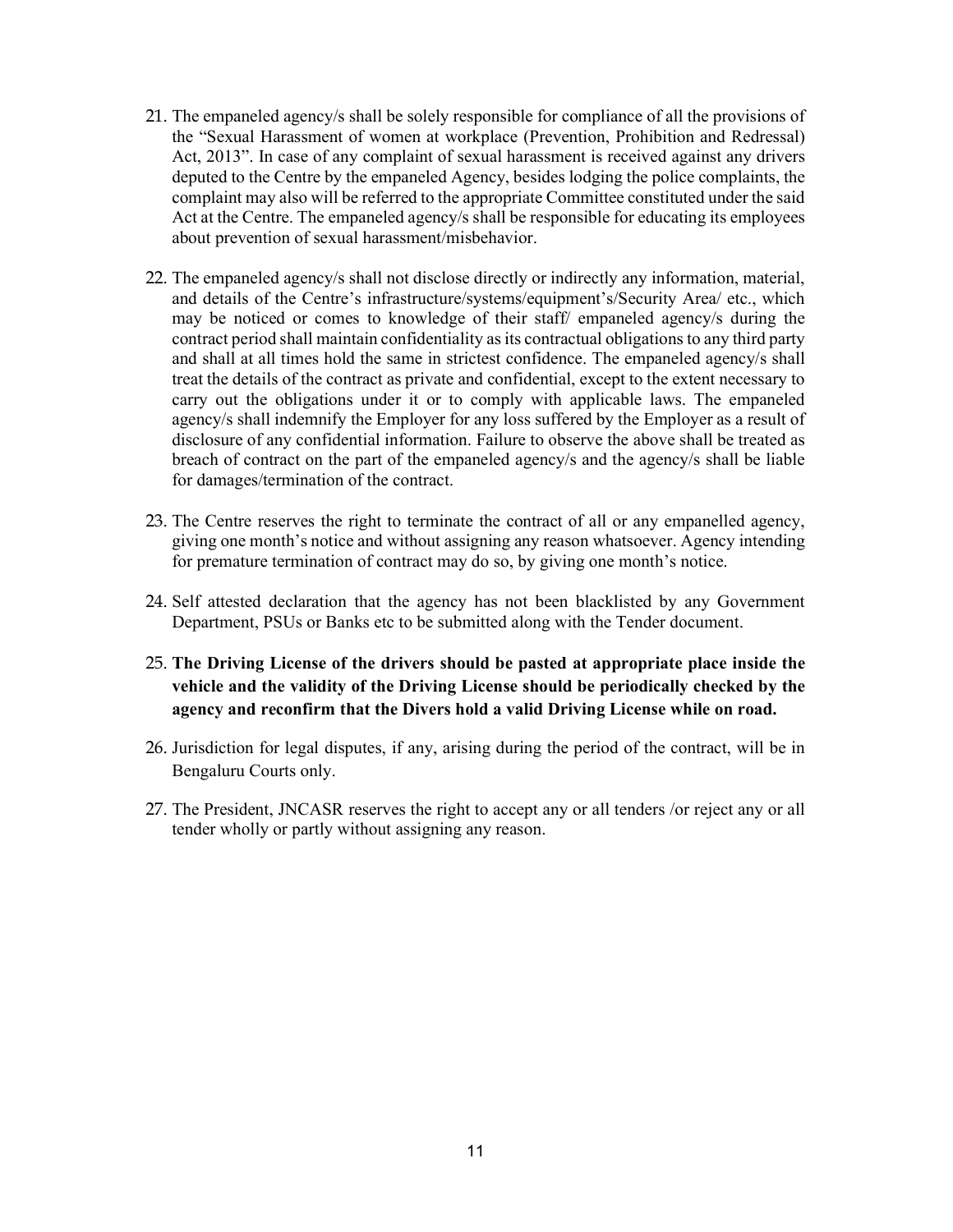21. The empaneled agency/s shall be solely responsible for compliance of all the provisions of the "Sexual Harassment of women at workplace (Prevention, Prohibition and Redressal) Act, 2013". In case of any complaint of sexual harassment is received against any drivers deputed to the Centre by the empaneled Agency, besides lodging the police complaints, the complaint may also will be referred to the appropriate Committee constituted under the said Act at the Centre. The empaneled agency/s shall be responsible for educating its employees about prevention of sexual harassment/misbehavior.

22. The empaneled agency/s shall not disclose directly or indirectly any information, material, and details of the Centre's infrastructure/systems/equipment's/Security Area/ etc., which may be noticed or comes to knowledge of their staff/ empaneled agency/s during the contract period shall maintain confidentiality as its contractual obligations to any third party and shall at all times hold the same in strictest confidence. The empaneled agency/s shall treat the details of the contract as private and confidential, except to the extent necessary to carry out the obligations under it or to comply with applicable laws. The empaneled agency/s shall indemnify the Employer for any loss suffered by the Employer as a result of disclosure of any confidential information. Failure to observe the above shall be treated as breach of contract on the part of the empaneled agency/s and the agency/s shall be liable for damages/termination of the contract.

23. The Centre reserves the right to terminate the contract of all or any empanelled agency, giving one month's notice and without assigning any reason whatsoever. Agency intending for premature termination of contract may do so, by giving one month's notice.

24. Self attested declaration that the agency has not been blacklisted by any Government Department, PSUs or Banks etc to be submitted along with the Tender document.

25. **The Driving License of the drivers should be pasted at appropriate place inside the vehicle and the validity of the Driving License should be periodically checked by the agency and reconfirm that the Divers hold a valid Driving License while on road.**

26. Jurisdiction for legal disputes, if any, arising during the period of the contract, will be in Bengaluru Courts only.

27. The President, JNCASR reserves the right to accept any or all tenders /or reject any or all tender wholly or partly without assigning any reason.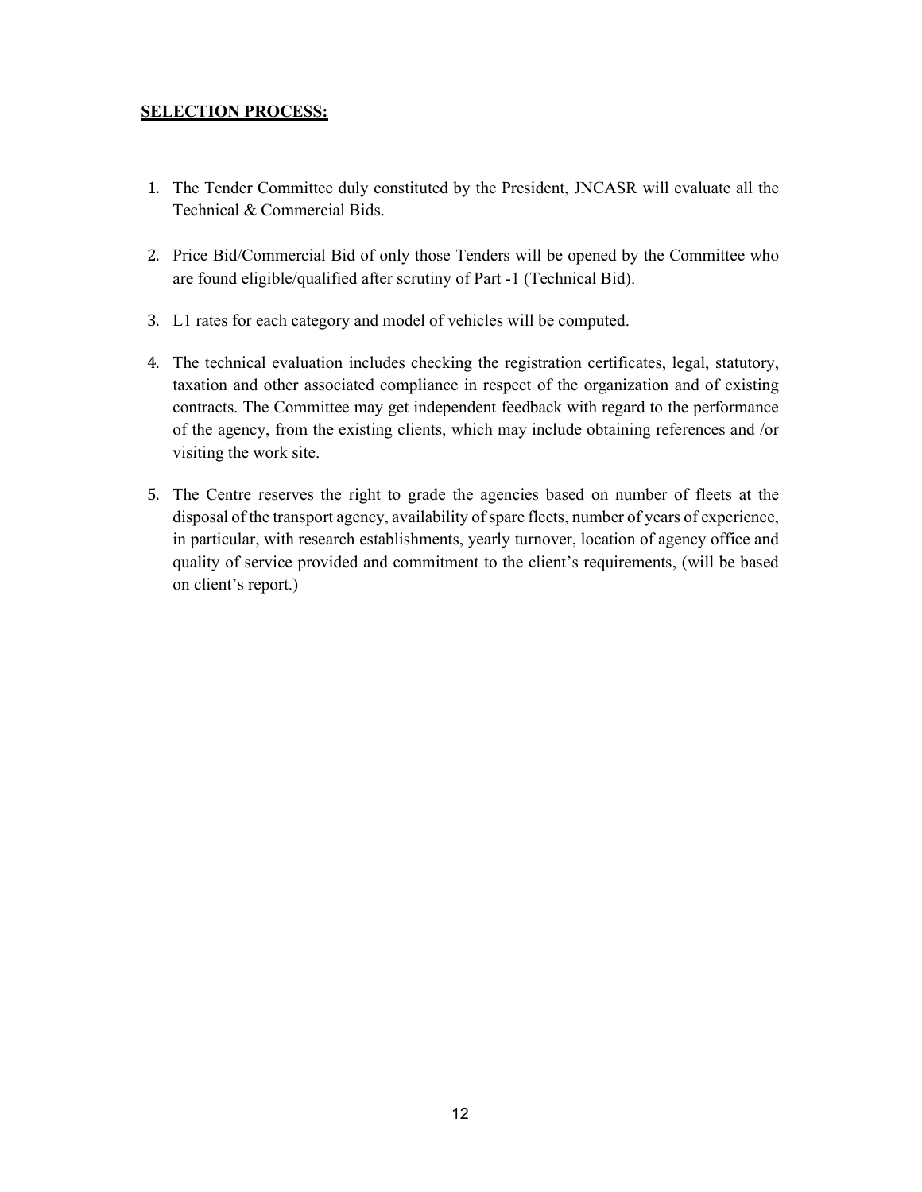**SELECTION PROCESS:**

1. The Tender Committee duly constituted by the President, JNCASR will evaluate all the Technical & Commercial Bids.

2. Price Bid/Commercial Bid of only those Tenders will be opened by the Committee who are found eligible/qualified after scrutiny of Part -1 (Technical Bid).

3. L1 rates for each category and model of vehicles will be computed.

4. The technical evaluation includes checking the registration certificates, legal, statutory, taxation and other associated compliance in respect of the organization and of existing contracts. The Committee may get independent feedback with regard to the performance of the agency, from the existing clients, which may include obtaining references and /or visiting the work site.

5. The Centre reserves the right to grade the agencies based on number of fleets at the disposal of the transport agency, availability of spare fleets, number of years of experience, in particular, with research establishments, yearly turnover, location of agency office and quality of service provided and commitment to the client's requirements, (will be based on client's report.)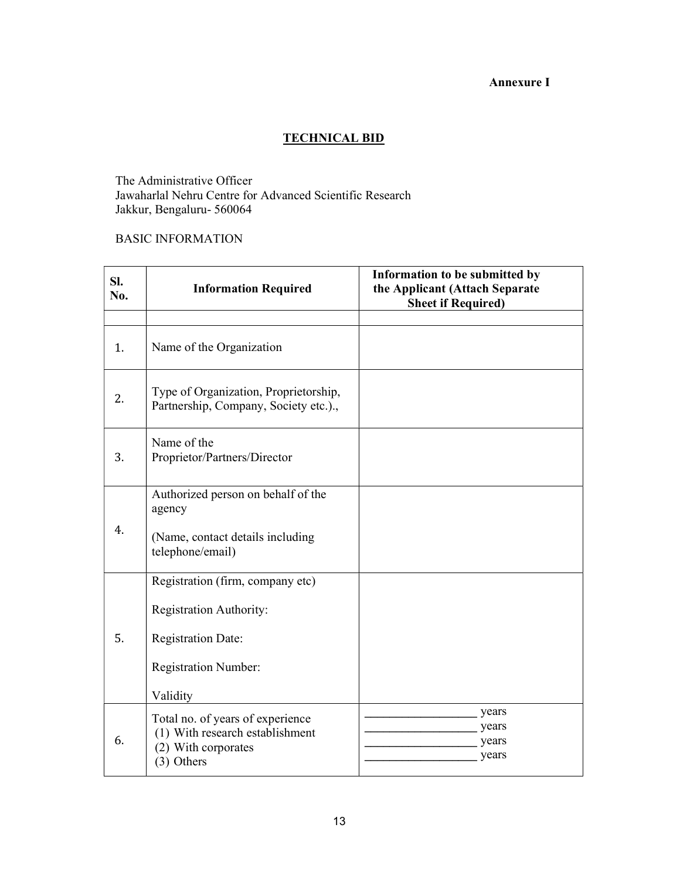**Annexure I**

## TECHNICAL BID

The Administrative Officer
Jawaharlal Nehru Centre for Advanced Scientific Research
Jakkur, Bengaluru- 560064

BASIC INFORMATION

| Sl. No. | Information Required | Information to be submitted by the Applicant (Attach Separate Sheet if Required) |
|---|---|---|
| | | |
| 1. | Name of the Organization | |
| 2. | Type of Organization, Proprietorship, Partnership, Company, Society etc.)., | |
| 3. | Name of the Proprietor/Partners/Director | |
| 4. | Authorized person on behalf of the agency<br><br>(Name, contact details including telephone/email) | |
| 5. | Registration (firm, company etc)<br><br>Registration Authority:<br><br>Registration Date:<br><br>Registration Number:<br><br>Validity | |
| 6. | Total no. of years of experience<br>(1) With research establishment<br>(2) With corporates<br>(3) Others | __________________ years<br>__________________ years<br>__________________ years<br>__________________ years |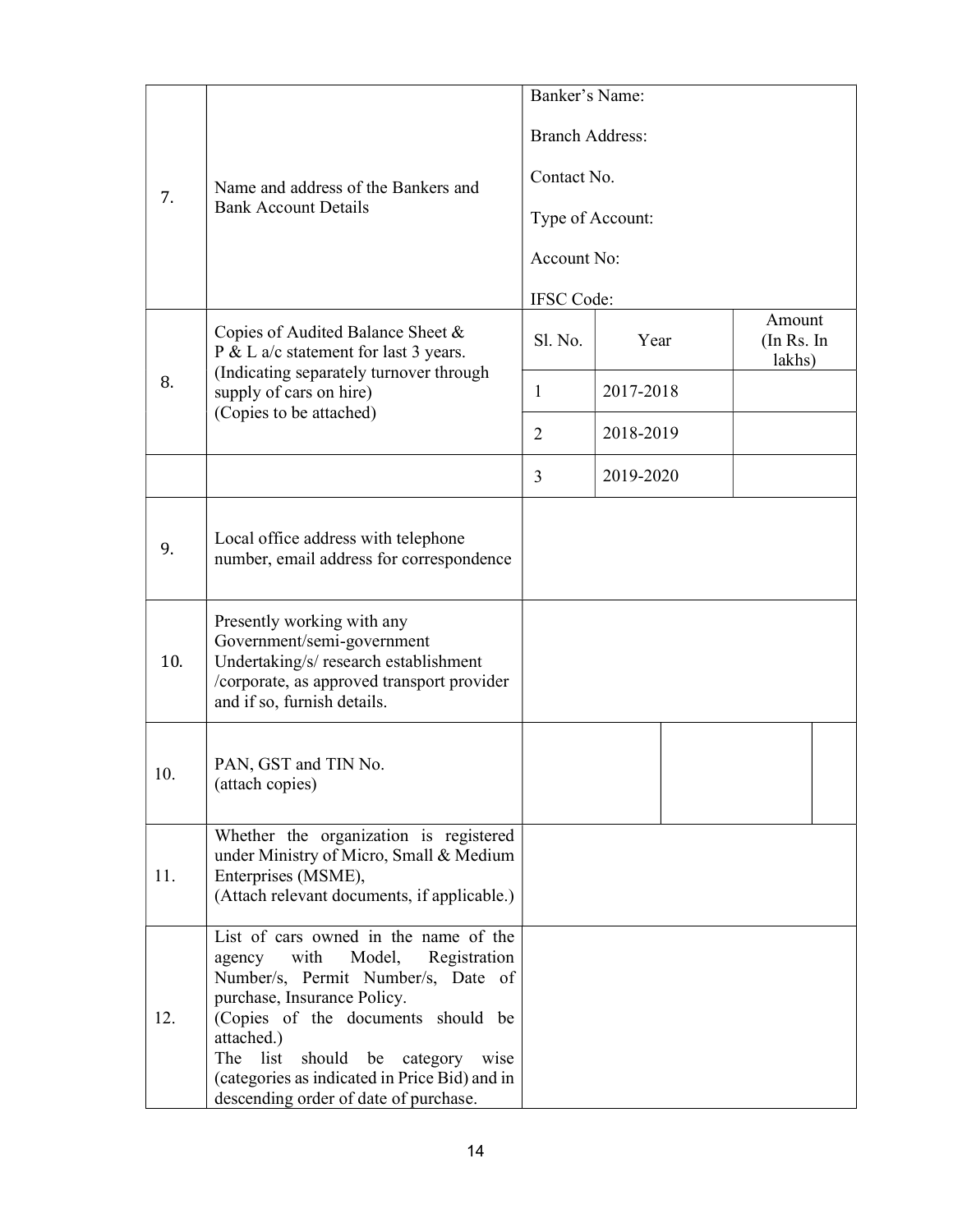| | | | | |
|---|---|---|---|---|
| 7. | Name and address of the Bankers and Bank Account Details | Banker's Name:<br><br>Branch Address:<br><br>Contact No.<br><br>Type of Account:<br><br>Account No:<br><br>IFSC Code: | | |
| 8. | Copies of Audited Balance Sheet & P & L a/c statement for last 3 years. (Indicating separately turnover through supply of cars on hire) (Copies to be attached) | Sl. No. | Year | Amount (In Rs. In lakhs) |
| | | 1 | 2017-2018 | |
| | | 2 | 2018-2019 | |
| | | 3 | 2019-2020 | |
| 9. | Local office address with telephone number, email address for correspondence | | | |
| 10. | Presently working with any Government/semi-government Undertaking/s/ research establishment /corporate, as approved transport provider and if so, furnish details. | | | |
| 10. | PAN, GST and TIN No. (attach copies) | | | |
| 11. | Whether the organization is registered under Ministry of Micro, Small & Medium Enterprises (MSME), (Attach relevant documents, if applicable.) | | | |
| 12. | List of cars owned in the name of the agency with Model, Registration Number/s, Permit Number/s, Date of purchase, Insurance Policy. (Copies of the documents should be attached.) The list should be category wise (categories as indicated in Price Bid) and in descending order of date of purchase. | | | |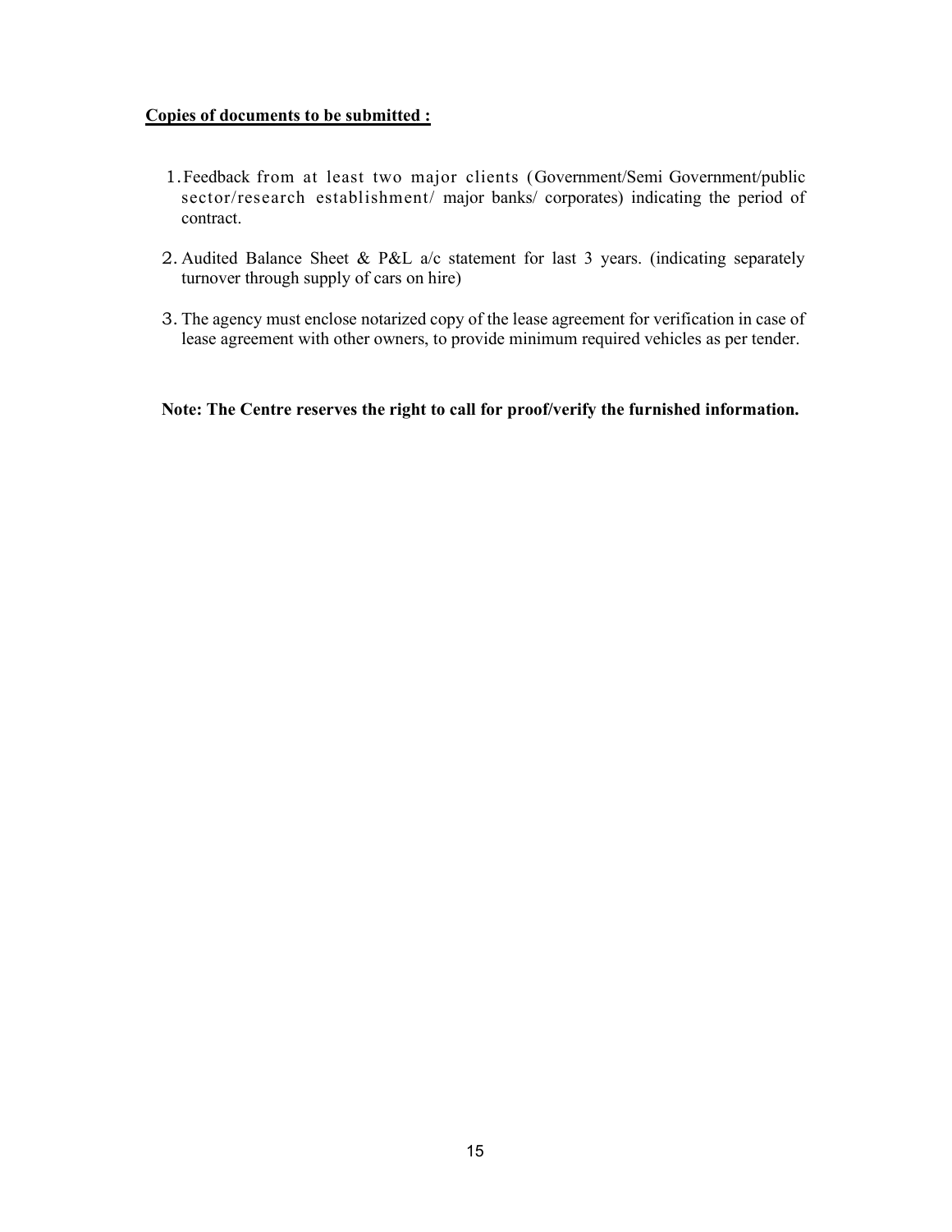**Copies of documents to be submitted :**

1. Feedback from at least two major clients (Government/Semi Government/public sector/research establishment/ major banks/ corporates) indicating the period of contract.
2. Audited Balance Sheet & P&L a/c statement for last 3 years. (indicating separately turnover through supply of cars on hire)
3. The agency must enclose notarized copy of the lease agreement for verification in case of lease agreement with other owners, to provide minimum required vehicles as per tender.

**Note: The Centre reserves the right to call for proof/verify the furnished information.**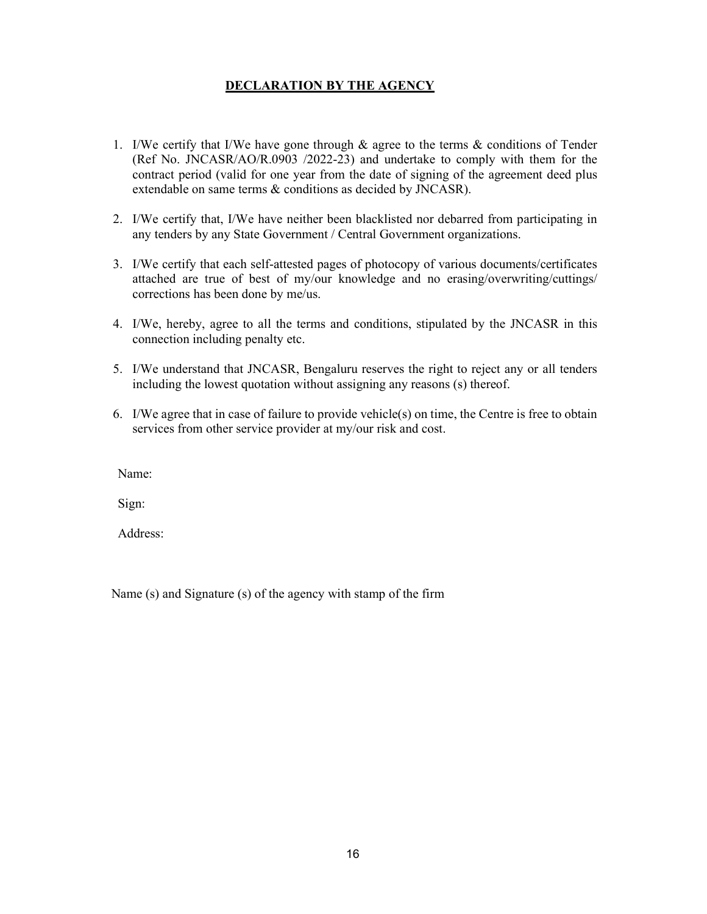## DECLARATION BY THE AGENCY

1. I/We certify that I/We have gone through & agree to the terms & conditions of Tender (Ref No. JNCASR/AO/R.0903 /2022-23) and undertake to comply with them for the contract period (valid for one year from the date of signing of the agreement deed plus extendable on same terms & conditions as decided by JNCASR).

2. I/We certify that, I/We have neither been blacklisted nor debarred from participating in any tenders by any State Government / Central Government organizations.

3. I/We certify that each self-attested pages of photocopy of various documents/certificates attached are true of best of my/our knowledge and no erasing/overwriting/cuttings/ corrections has been done by me/us.

4. I/We, hereby, agree to all the terms and conditions, stipulated by the JNCASR in this connection including penalty etc.

5. I/We understand that JNCASR, Bengaluru reserves the right to reject any or all tenders including the lowest quotation without assigning any reasons (s) thereof.

6. I/We agree that in case of failure to provide vehicle(s) on time, the Centre is free to obtain services from other service provider at my/our risk and cost.

Name:

Sign:

Address:

Name (s) and Signature (s) of the agency with stamp of the firm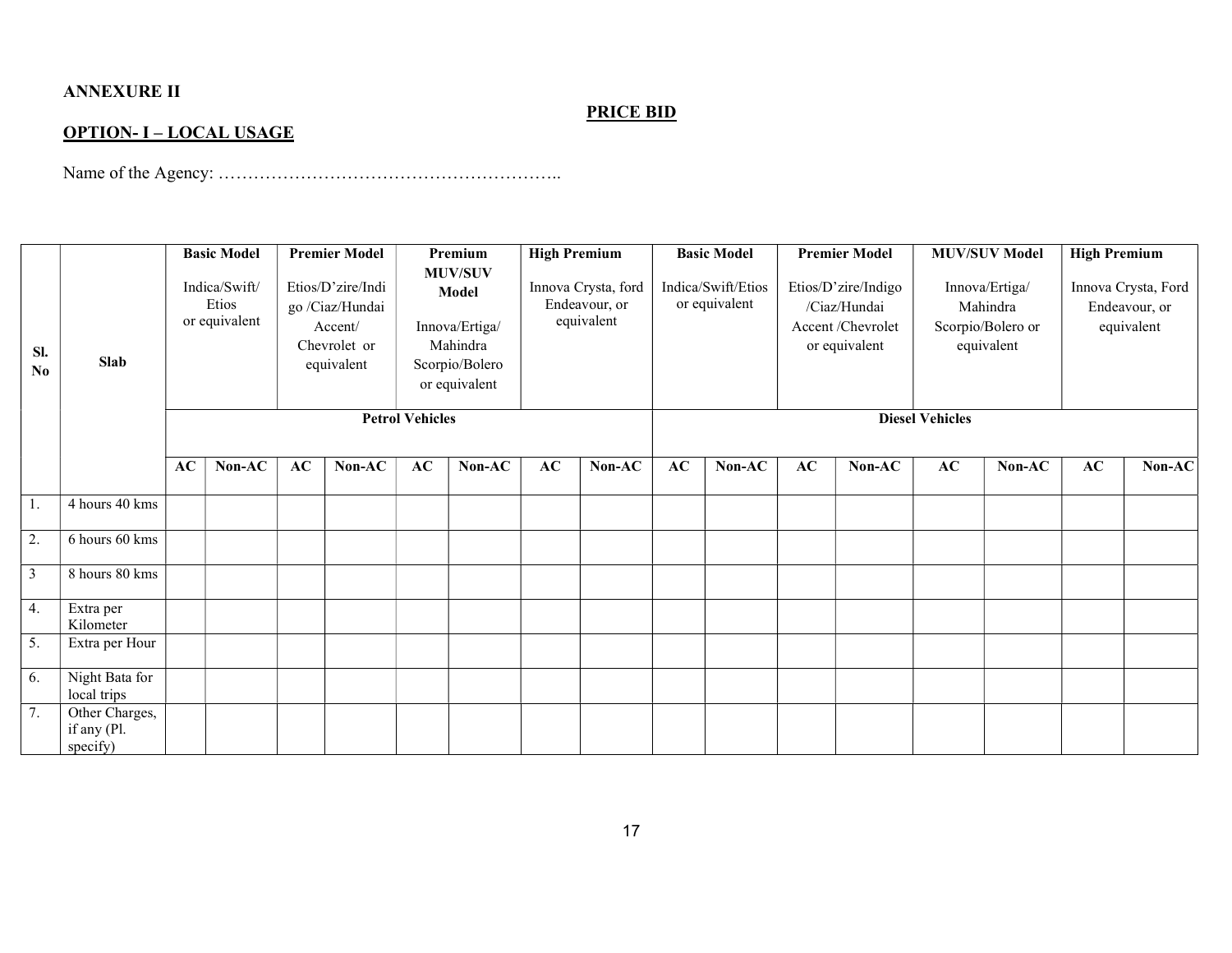**ANNEXURE II**

**PRICE BID**

**OPTION- I – LOCAL USAGE**

Name of the Agency: …………………………………………………..

| Sl. No | Slab | **Basic Model** Indica/Swift/ Etios or equivalent | | **Premier Model** Etios/D'zire/Indigo /Ciaz/Hundai Accent/ Chevrolet or equivalent | | **Premium MUV/SUV Model** Innova/Ertiga/ Mahindra Scorpio/Bolero or equivalent | | **High Premium** Innova Crysta, ford Endeavour, or equivalent | | **Basic Model** Indica/Swift/Etios or equivalent | | **Premier Model** Etios/D'zire/Indigo /Ciaz/Hundai Accent /Chevrolet or equivalent | | **MUV/SUV Model** Innova/Ertiga/ Mahindra Scorpio/Bolero or equivalent | | **High Premium** Innova Crysta, Ford Endeavour, or equivalent | |
|---|---|---|---|---|---|---|---|---|---|---|---|---|---|---|---|---|---|
| | | **Petrol Vehicles** | | | | | | | | **Diesel Vehicles** | | | | | | | |
| | | **AC** | **Non-AC** | **AC** | **Non-AC** | **AC** | **Non-AC** | **AC** | **Non-AC** | **AC** | **Non-AC** | **AC** | **Non-AC** | **AC** | **Non-AC** | **AC** | **Non-AC** |
| 1. | 4 hours 40 kms | | | | | | | | | | | | | | | | |
| 2. | 6 hours 60 kms | | | | | | | | | | | | | | | | |
| 3 | 8 hours 80 kms | | | | | | | | | | | | | | | | |
| 4. | Extra per Kilometer | | | | | | | | | | | | | | | | |
| 5. | Extra per Hour | | | | | | | | | | | | | | | | |
| 6. | Night Bata for local trips | | | | | | | | | | | | | | | | |
| 7. | Other Charges, if any (Pl. specify) | | | | | | | | | | | | | | | | |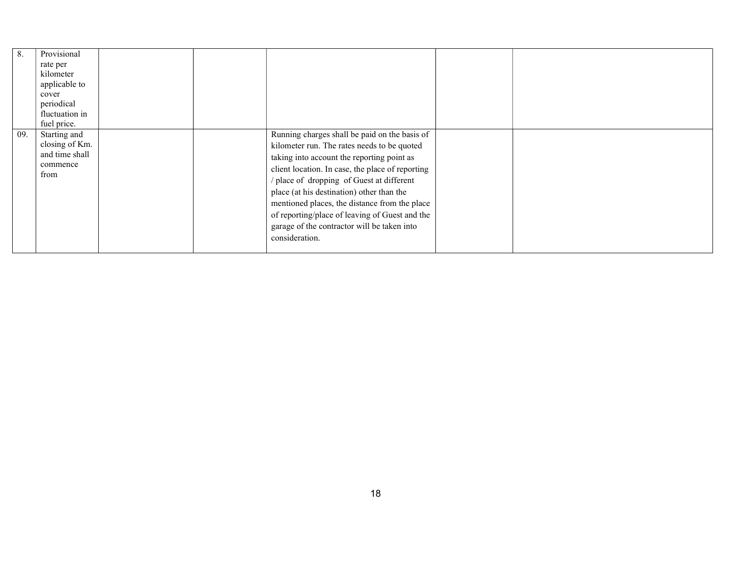| | | | | | | |
|---|---|---|---|---|---|---|
| 8. | Provisional rate per kilometer applicable to cover periodical fluctuation in fuel price. | | | | | |
| 09. | Starting and closing of Km. and time shall commence from | | | Running charges shall be paid on the basis of kilometer run. The rates needs to be quoted taking into account the reporting point as client location. In case, the place of reporting / place of dropping of Guest at different place (at his destination) other than the mentioned places, the distance from the place of reporting/place of leaving of Guest and the garage of the contractor will be taken into consideration. | | |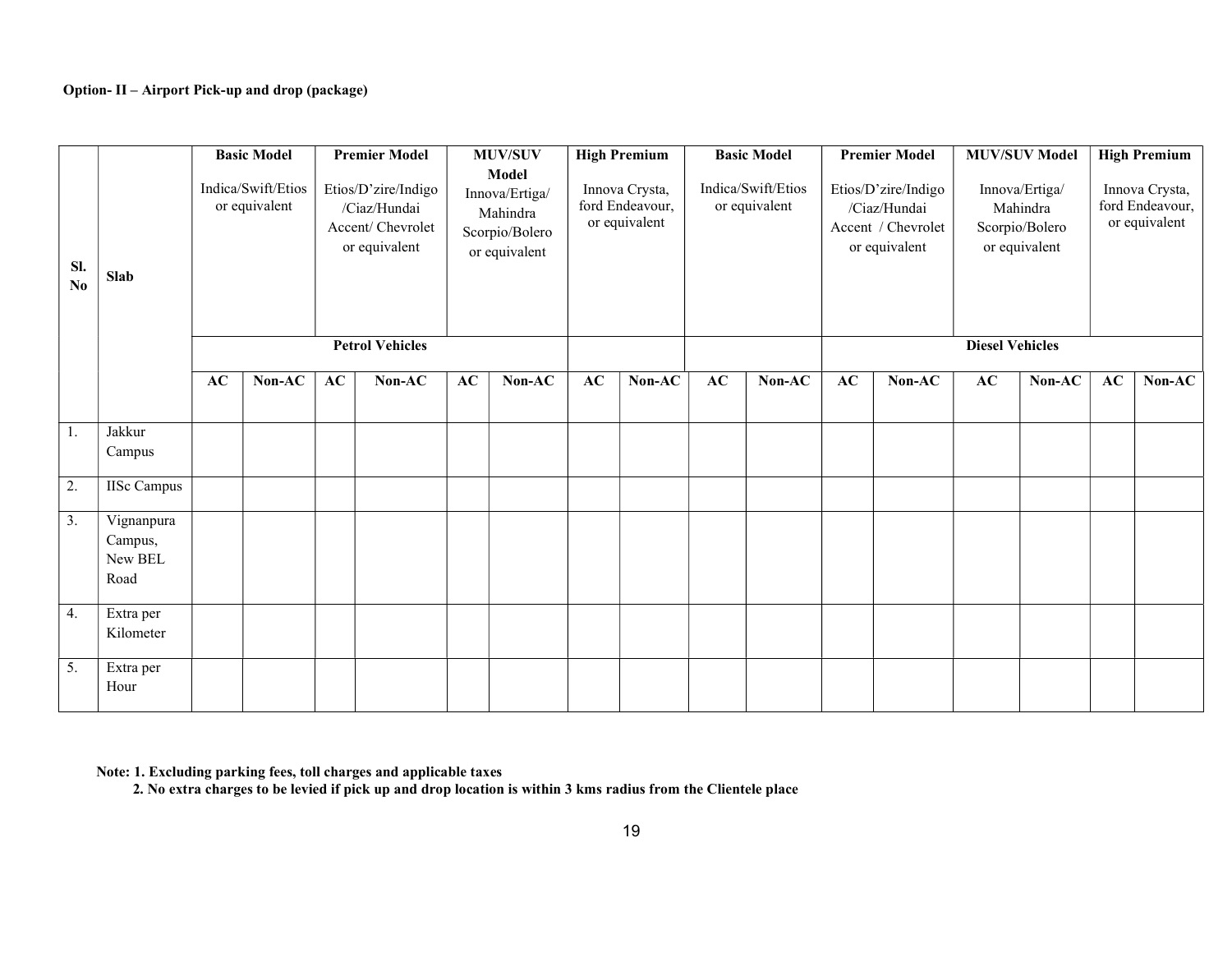**Option- II – Airport Pick-up and drop (package)**

| Sl. No | Slab | Basic Model Indica/Swift/Etios or equivalent | | Premier Model Etios/D'zire/Indigo /Ciaz/Hundai Accent/ Chevrolet or equivalent | | MUV/SUV Model Innova/Ertiga/ Mahindra Scorpio/Bolero or equivalent | | High Premium Innova Crysta, ford Endeavour, or equivalent | | Basic Model Indica/Swift/Etios or equivalent | | Premier Model Etios/D'zire/Indigo /Ciaz/Hundai Accent / Chevrolet or equivalent | | MUV/SUV Model Innova/Ertiga/ Mahindra Scorpio/Bolero or equivalent | | High Premium Innova Crysta, ford Endeavour, or equivalent | |
|---|---|---|---|---|---|---|---|---|---|---|---|---|---|---|---|---|---|
| | | Petrol Vehicles | | | | | | | | | | Diesel Vehicles | | | | | |
| | | AC | Non-AC | AC | Non-AC | AC | Non-AC | AC | Non-AC | AC | Non-AC | AC | Non-AC | AC | Non-AC | AC | Non-AC |
| 1. | Jakkur Campus | | | | | | | | | | | | | | | | |
| 2. | IISc Campus | | | | | | | | | | | | | | | | |
| 3. | Vignanpura Campus, New BEL Road | | | | | | | | | | | | | | | | |
| 4. | Extra per Kilometer | | | | | | | | | | | | | | | | |
| 5. | Extra per Hour | | | | | | | | | | | | | | | | |

**Note: 1. Excluding parking fees, toll charges and applicable taxes**

**2. No extra charges to be levied if pick up and drop location is within 3 kms radius from the Clientele place**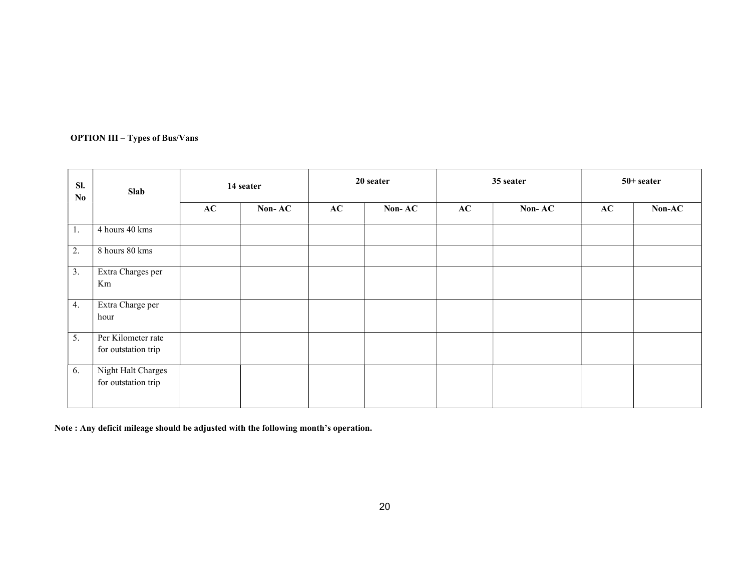**OPTION III – Types of Bus/Vans**

| Sl. No | Slab | 14 seater | | 20 seater | | 35 seater | | 50+ seater | |
|---|---|---|---|---|---|---|---|---|---|
| | | AC | Non- AC | AC | Non- AC | AC | Non- AC | AC | Non-AC |
| 1. | 4 hours 40 kms | | | | | | | | |
| 2. | 8 hours 80 kms | | | | | | | | |
| 3. | Extra Charges per Km | | | | | | | | |
| 4. | Extra Charge per hour | | | | | | | | |
| 5. | Per Kilometer rate for outstation trip | | | | | | | | |
| 6. | Night Halt Charges for outstation trip | | | | | | | | |

**Note : Any deficit mileage should be adjusted with the following month's operation.**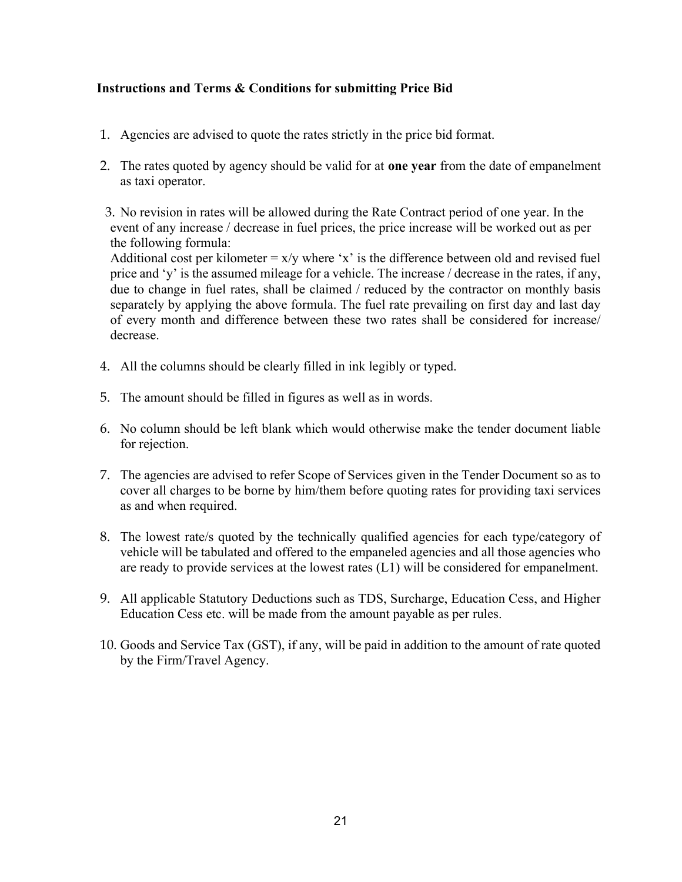**Instructions and Terms & Conditions for submitting Price Bid**

1. Agencies are advised to quote the rates strictly in the price bid format.

2. The rates quoted by agency should be valid for at **one year** from the date of empanelment as taxi operator.

3. No revision in rates will be allowed during the Rate Contract period of one year. In the event of any increase / decrease in fuel prices, the price increase will be worked out as per the following formula:
   Additional cost per kilometer = x/y where 'x' is the difference between old and revised fuel price and 'y' is the assumed mileage for a vehicle. The increase / decrease in the rates, if any, due to change in fuel rates, shall be claimed / reduced by the contractor on monthly basis separately by applying the above formula. The fuel rate prevailing on first day and last day of every month and difference between these two rates shall be considered for increase/ decrease.

4. All the columns should be clearly filled in ink legibly or typed.

5. The amount should be filled in figures as well as in words.

6. No column should be left blank which would otherwise make the tender document liable for rejection.

7. The agencies are advised to refer Scope of Services given in the Tender Document so as to cover all charges to be borne by him/them before quoting rates for providing taxi services as and when required.

8. The lowest rate/s quoted by the technically qualified agencies for each type/category of vehicle will be tabulated and offered to the empaneled agencies and all those agencies who are ready to provide services at the lowest rates (L1) will be considered for empanelment.

9. All applicable Statutory Deductions such as TDS, Surcharge, Education Cess, and Higher Education Cess etc. will be made from the amount payable as per rules.

10. Goods and Service Tax (GST), if any, will be paid in addition to the amount of rate quoted by the Firm/Travel Agency.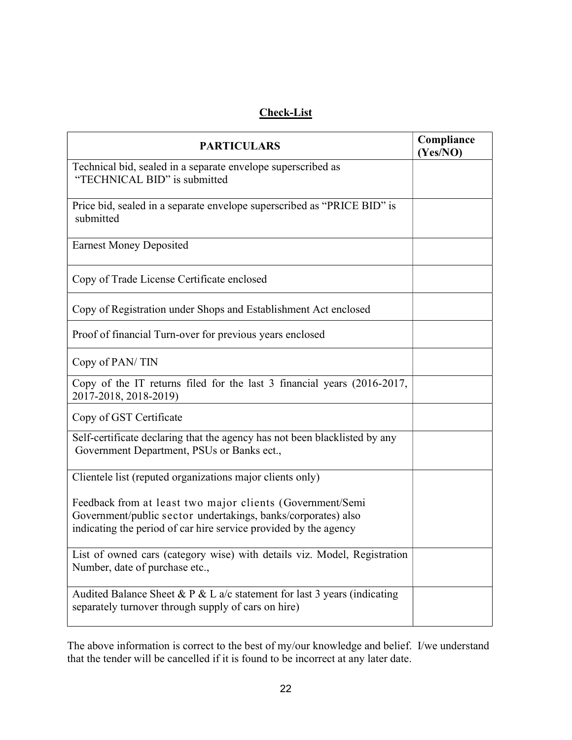## Check-List

| PARTICULARS | Compliance (Yes/NO) |
|---|---|
| Technical bid, sealed in a separate envelope superscribed as "TECHNICAL BID" is submitted | |
| Price bid, sealed in a separate envelope superscribed as "PRICE BID" is submitted | |
| Earnest Money Deposited | |
| Copy of Trade License Certificate enclosed | |
| Copy of Registration under Shops and Establishment Act enclosed | |
| Proof of financial Turn-over for previous years enclosed | |
| Copy of PAN/ TIN | |
| Copy of the IT returns filed for the last 3 financial years (2016-2017, 2017-2018, 2018-2019) | |
| Copy of GST Certificate | |
| Self-certificate declaring that the agency has not been blacklisted by any Government Department, PSUs or Banks ect., | |
| Clientele list (reputed organizations major clients only)<br><br>Feedback from at least two major clients (Government/Semi Government/public sector undertakings, banks/corporates) also indicating the period of car hire service provided by the agency | |
| List of owned cars (category wise) with details viz. Model, Registration Number, date of purchase etc., | |
| Audited Balance Sheet & P & L a/c statement for last 3 years (indicating separately turnover through supply of cars on hire) | |

The above information is correct to the best of my/our knowledge and belief. I/we understand that the tender will be cancelled if it is found to be incorrect at any later date.